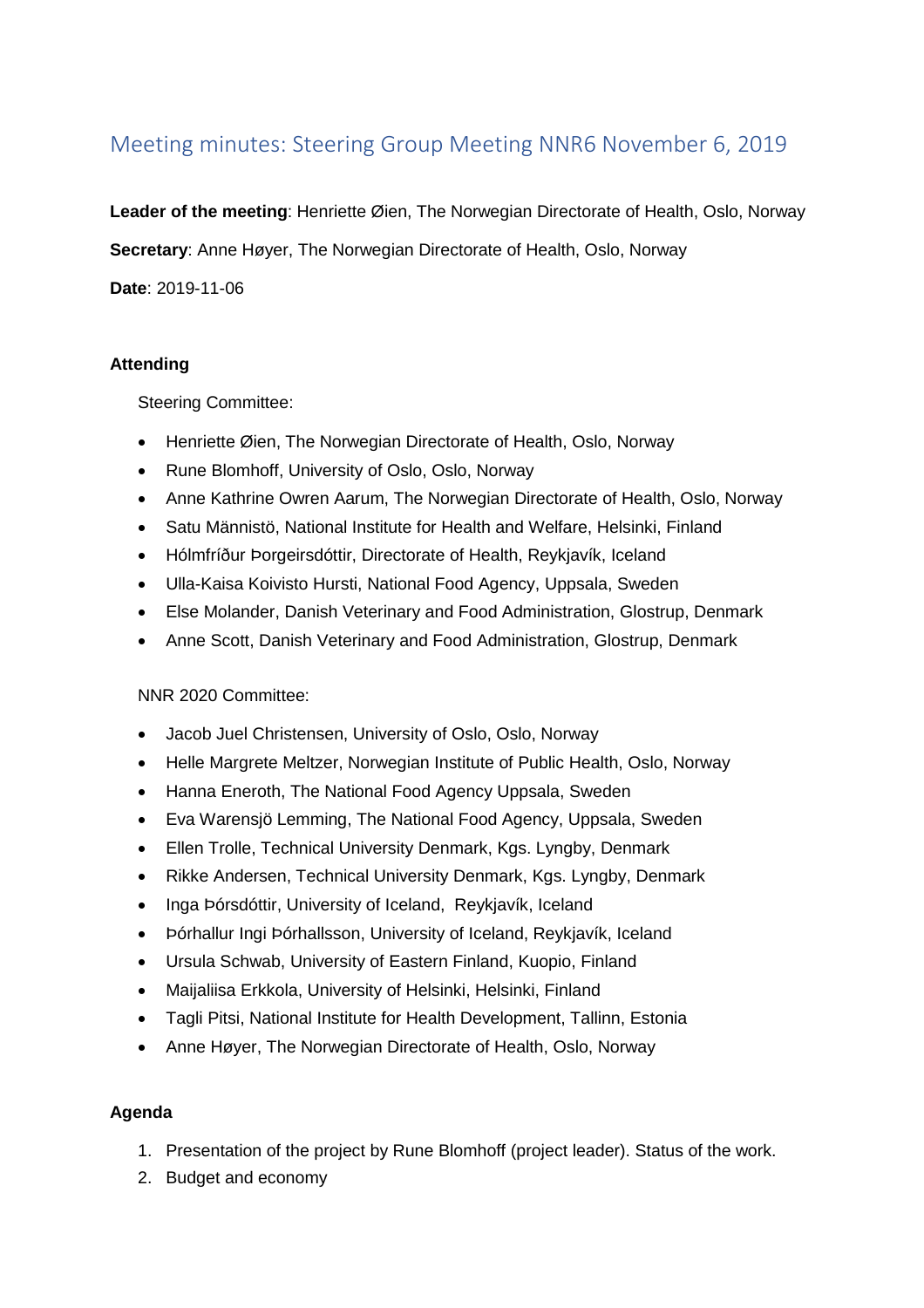# Meeting minutes: Steering Group Meeting NNR6 November 6, 2019

**Leader of the meeting**: Henriette Øien, The Norwegian Directorate of Health, Oslo, Norway

**Secretary**: Anne Høyer, The Norwegian Directorate of Health, Oslo, Norway

**Date**: 2019-11-06

**Attending**

Steering Committee:

- Henriette Øien, The Norwegian Directorate of Health, Oslo, Norway
- Rune Blomhoff, University of Oslo, Oslo, Norway
- Anne Kathrine Owren Aarum, The Norwegian Directorate of Health, Oslo, Norway
- Satu Männistö, National Institute for Health and Welfare, Helsinki, Finland
- Hólmfríður Þorgeirsdóttir, Directorate of Health, Reykjavík, Iceland
- Ulla-Kaisa Koivisto Hursti, National Food Agency, Uppsala, Sweden
- Else Molander, Danish Veterinary and Food Administration, Glostrup, Denmark
- Anne Scott, Danish Veterinary and Food Administration, Glostrup, Denmark

NNR 2020 Committee:

- Jacob Juel Christensen, University of Oslo, Oslo, Norway
- Helle Margrete Meltzer, Norwegian Institute of Public Health, Oslo, Norway
- Hanna Eneroth, The National Food Agency Uppsala, Sweden
- Eva Warensjö Lemming, The National Food Agency, Uppsala, Sweden
- Ellen Trolle, Technical University Denmark, Kgs. Lyngby, Denmark
- Rikke Andersen, Technical University Denmark, Kgs. Lyngby, Denmark
- Inga Þórsdóttir, University of Iceland, Reykjavík, Iceland
- Þórhallur Ingi Þórhallsson, University of Iceland, Reykjavík, Iceland
- Ursula Schwab, University of Eastern Finland, Kuopio, Finland
- Maijaliisa Erkkola, University of Helsinki, Helsinki, Finland
- Tagli Pitsi, National Institute for Health Development, Tallinn, Estonia
- Anne Høyer, The Norwegian Directorate of Health, Oslo, Norway

**Agenda**

1. Presentation of the project by Rune Blomhoff (project leader). Status of the work.
2. Budget and economy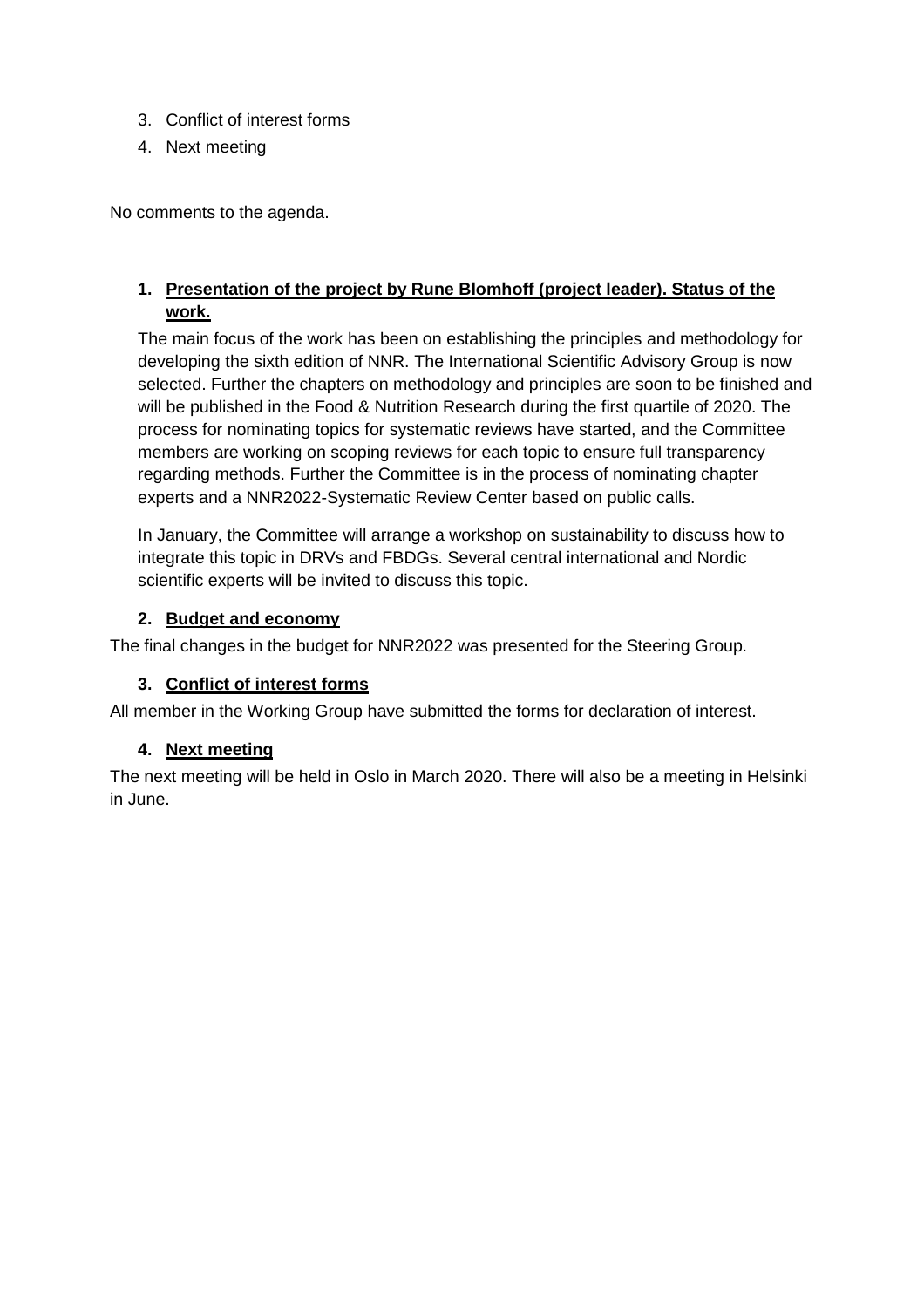3. Conflict of interest forms
4. Next meeting

No comments to the agenda.

1. **Presentation of the project by Rune Blomhoff (project leader). Status of the work.**

   The main focus of the work has been on establishing the principles and methodology for developing the sixth edition of NNR. The International Scientific Advisory Group is now selected. Further the chapters on methodology and principles are soon to be finished and will be published in the Food & Nutrition Research during the first quartile of 2020. The process for nominating topics for systematic reviews have started, and the Committee members are working on scoping reviews for each topic to ensure full transparency regarding methods. Further the Committee is in the process of nominating chapter experts and a NNR2022-Systematic Review Center based on public calls.

   In January, the Committee will arrange a workshop on sustainability to discuss how to integrate this topic in DRVs and FBDGs. Several central international and Nordic scientific experts will be invited to discuss this topic.

2. **Budget and economy**

The final changes in the budget for NNR2022 was presented for the Steering Group.

3. **Conflict of interest forms**

All member in the Working Group have submitted the forms for declaration of interest.

4. **Next meeting**

The next meeting will be held in Oslo in March 2020. There will also be a meeting in Helsinki in June.